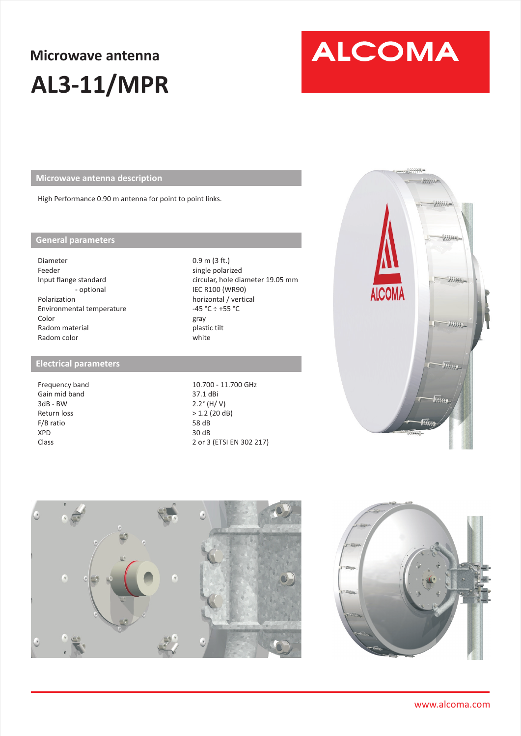# Microwave antenna

# AL3-11/MPR

ALCOMA

## Microwave antenna description

High Performance 0.90 m antenna for point to point links.

## General parameters

| | |
|---|---|
| Diameter | 0.9 m (3 ft.) |
| Feeder | single polarized |
| Input flange standard | circular, hole diameter 19.05 mm |
| - optional | IEC R100 (WR90) |
| Polarization | horizontal / vertical |
| Environmental temperature | -45 °C ÷ +55 °C |
| Color | gray |
| Radom material | plastic tilt |
| Radom color | white |

## Electrical parameters

| | |
|---|---|
| Frequency band | 10.700 - 11.700 GHz |
| Gain mid band | 37.1 dBi |
| 3dB - BW | 2.2° (H/ V) |
| Return loss | > 1.2 (20 dB) |
| F/B ratio | 58 dB |
| XPD | 30 dB |
| Class | 2 or 3 (ETSI EN 302 217) |

www.alcoma.com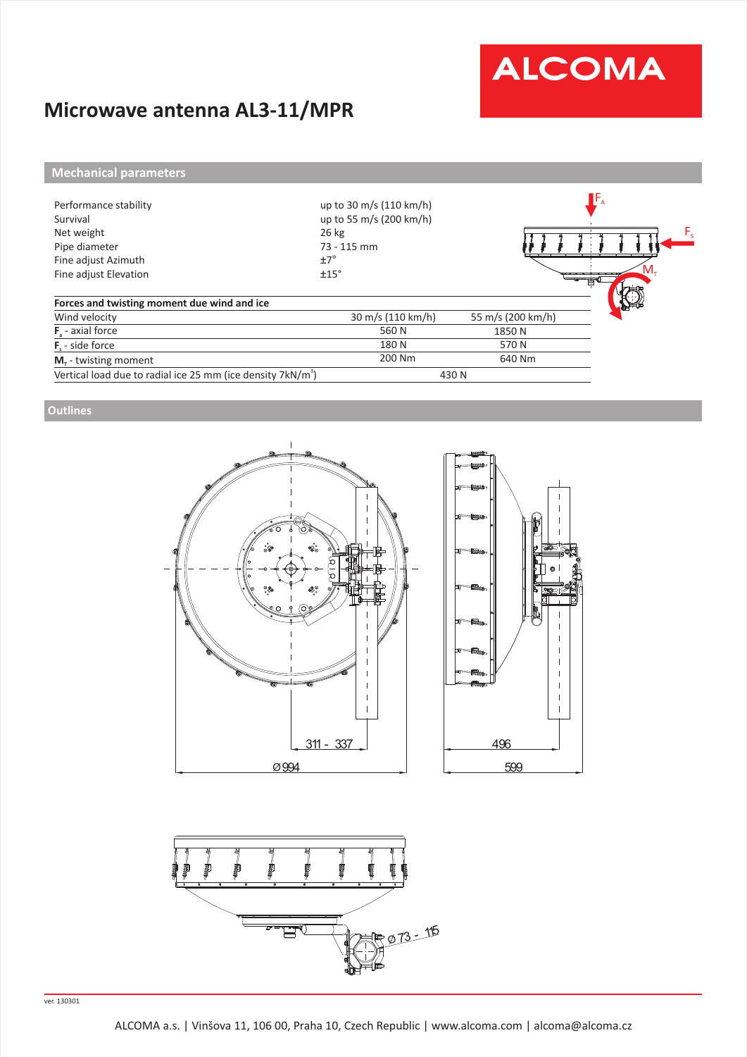ALCOMA

# Microwave antenna AL3-11/MPR

## Mechanical parameters

| | |
|---|---|
| Performance stability | up to 30 m/s (110 km/h) |
| Survival | up to 55 m/s (200 km/h) |
| Net weight | 26 kg |
| Pipe diameter | 73 - 115 mm |
| Fine adjust Azimuth | ±7° |
| Fine adjust Elevation | ±15° |

$F_A$

$F_S$

$M_T$

| Forces and twisting moment due wind and ice | | |
|---|---|---|
| Wind velocity | 30 m/s (110 km/h) | 55 m/s (200 km/h) |
| $F_a$ - axial force | 560 N | 1850 N |
| $F_s$ - side force | 180 N | 570 N |
| $M_T$ - twisting moment | 200 Nm | 640 Nm |
| Vertical load due to radial ice 25 mm (ice density 7kN/m$^3$) | 430 N | |

## Outlines

311 - 337

Ø994

496

599

Ø73 - 115

ver. 130301

ALCOMA a.s. | Vinšova 11, 106 00, Praha 10, Czech Republic | www.alcoma.com | alcoma@alcoma.cz